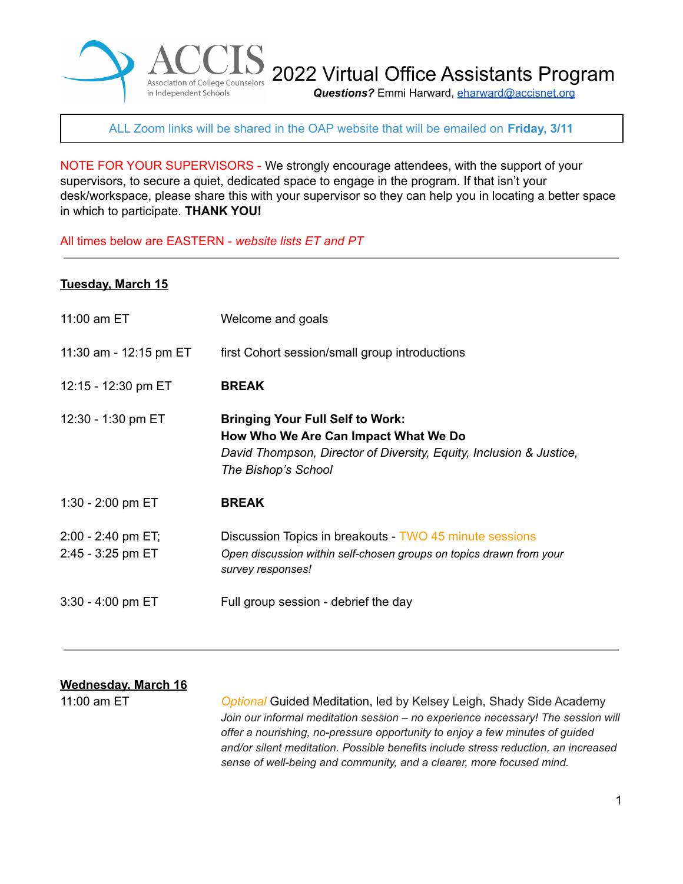ACCIS
Association of College Counselors in Independent Schools

# 2022 Virtual Office Assistants Program

***Questions?*** Emmi Harward, eharward@accisnet.org

ALL Zoom links will be shared in the OAP website that will be emailed on **Friday, 3/11**

NOTE FOR YOUR SUPERVISORS - We strongly encourage attendees, with the support of your supervisors, to secure a quiet, dedicated space to engage in the program. If that isn't your desk/workspace, please share this with your supervisor so they can help you in locating a better space in which to participate. **THANK YOU!**

All times below are EASTERN - *website lists ET and PT*

---

## Tuesday, March 15

| | |
|---|---|
| 11:00 am ET | Welcome and goals |
| 11:30 am - 12:15 pm ET | first Cohort session/small group introductions |
| 12:15 - 12:30 pm ET | **BREAK** |
| 12:30 - 1:30 pm ET | **Bringing Your Full Self to Work: How Who We Are Can Impact What We Do** *David Thompson, Director of Diversity, Equity, Inclusion & Justice, The Bishop's School* |
| 1:30 - 2:00 pm ET | **BREAK** |
| 2:00 - 2:40 pm ET; 2:45 - 3:25 pm ET | Discussion Topics in breakouts - TWO 45 minute sessions *Open discussion within self-chosen groups on topics drawn from your survey responses!* |
| 3:30 - 4:00 pm ET | Full group session - debrief the day |

---

## Wednesday, March 16

| | |
|---|---|
| 11:00 am ET | *Optional* Guided Meditation, led by Kelsey Leigh, Shady Side Academy *Join our informal meditation session – no experience necessary! The session will offer a nourishing, no-pressure opportunity to enjoy a few minutes of guided and/or silent meditation. Possible benefits include stress reduction, an increased sense of well-being and community, and a clearer, more focused mind.* |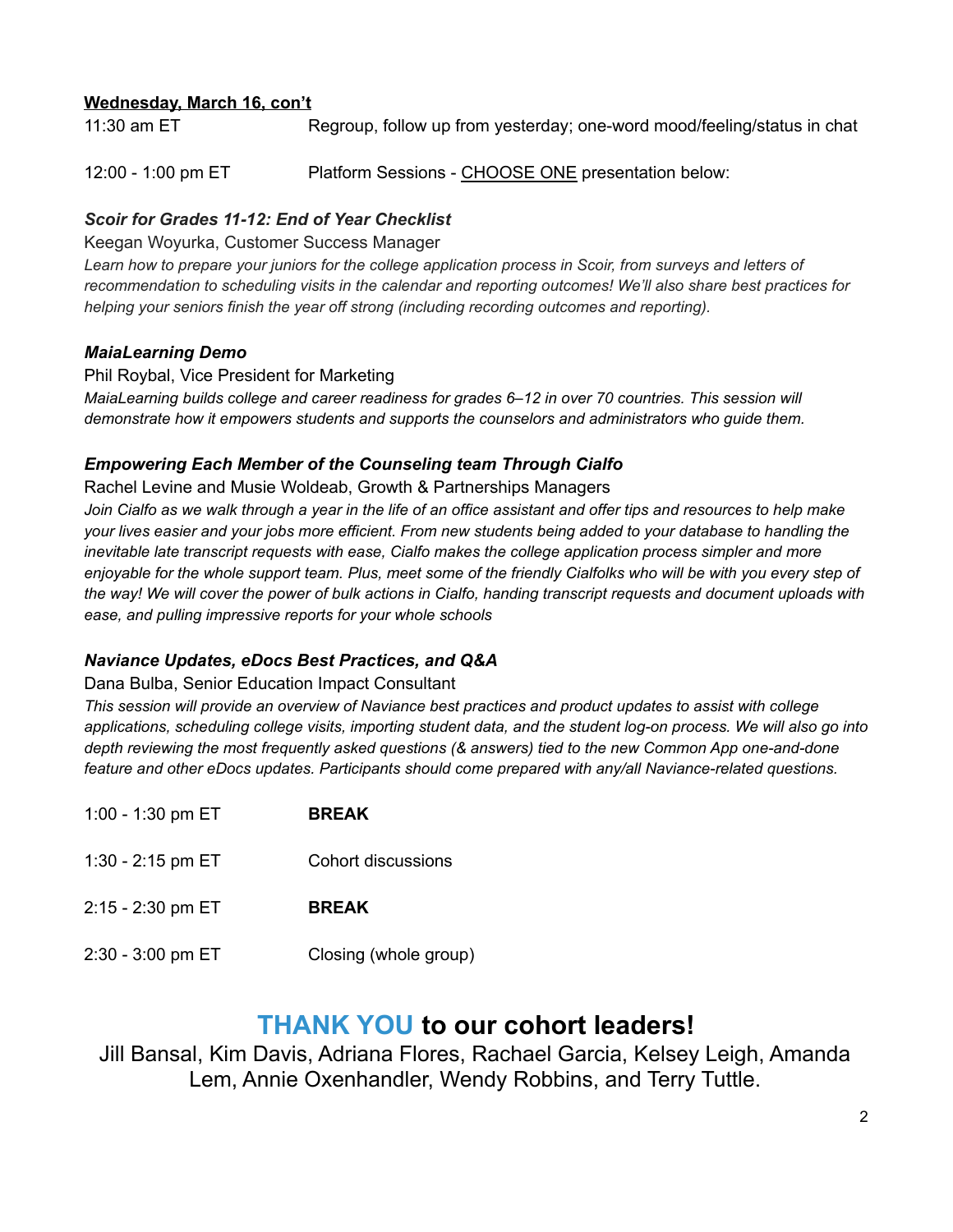**<u>Wednesday, March 16, con't</u>**

| | |
|---|---|
| 11:30 am ET | Regroup, follow up from yesterday; one-word mood/feeling/status in chat |
| 12:00 - 1:00 pm ET | Platform Sessions - <u>CHOOSE ONE</u> presentation below: |

***Scoir for Grades 11-12: End of Year Checklist***

Keegan Woyurka, Customer Success Manager

*Learn how to prepare your juniors for the college application process in Scoir, from surveys and letters of recommendation to scheduling visits in the calendar and reporting outcomes! We'll also share best practices for helping your seniors finish the year off strong (including recording outcomes and reporting).*

***MaiaLearning Demo***

Phil Roybal, Vice President for Marketing

*MaiaLearning builds college and career readiness for grades 6–12 in over 70 countries. This session will demonstrate how it empowers students and supports the counselors and administrators who guide them.*

***Empowering Each Member of the Counseling team Through Cialfo***

Rachel Levine and Musie Woldeab, Growth & Partnerships Managers

*Join Cialfo as we walk through a year in the life of an office assistant and offer tips and resources to help make your lives easier and your jobs more efficient. From new students being added to your database to handling the inevitable late transcript requests with ease, Cialfo makes the college application process simpler and more enjoyable for the whole support team. Plus, meet some of the friendly Cialfolks who will be with you every step of the way! We will cover the power of bulk actions in Cialfo, handing transcript requests and document uploads with ease, and pulling impressive reports for your whole schools*

***Naviance Updates, eDocs Best Practices, and Q&A***

Dana Bulba, Senior Education Impact Consultant

*This session will provide an overview of Naviance best practices and product updates to assist with college applications, scheduling college visits, importing student data, and the student log-on process. We will also go into depth reviewing the most frequently asked questions (& answers) tied to the new Common App one-and-done feature and other eDocs updates. Participants should come prepared with any/all Naviance-related questions.*

| | |
|---|---|
| 1:00 - 1:30 pm ET | **BREAK** |
| 1:30 - 2:15 pm ET | Cohort discussions |
| 2:15 - 2:30 pm ET | **BREAK** |
| 2:30 - 3:00 pm ET | Closing (whole group) |

## THANK YOU to our cohort leaders!

Jill Bansal, Kim Davis, Adriana Flores, Rachael Garcia, Kelsey Leigh, Amanda Lem, Annie Oxenhandler, Wendy Robbins, and Terry Tuttle.